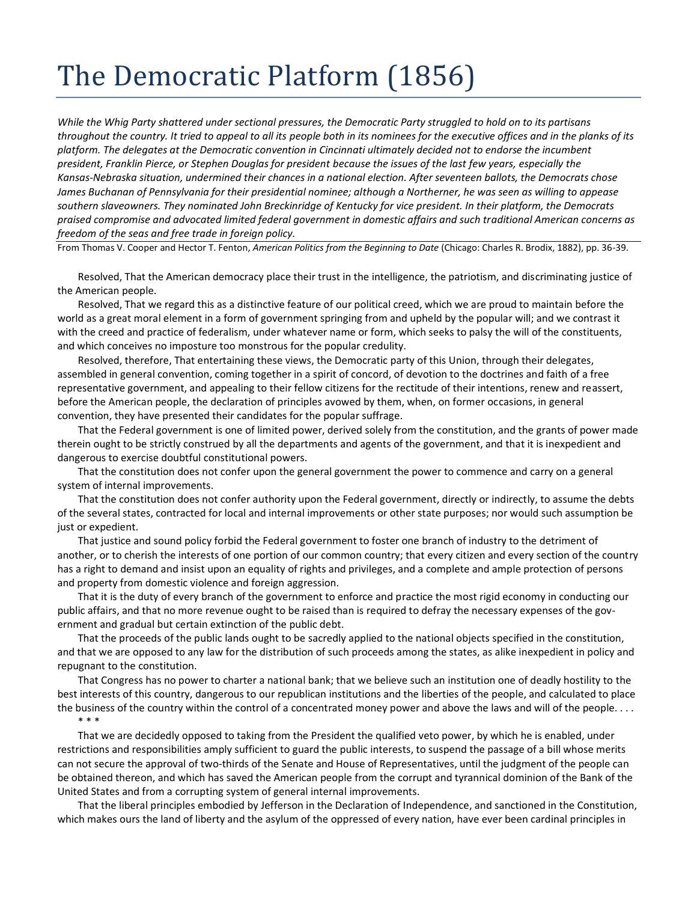# The Democratic Platform (1856)

*While the Whig Party shattered under sectional pressures, the Democratic Party struggled to hold on to its partisans throughout the country. It tried to appeal to all its people both in its nominees for the executive offices and in the planks of its platform. The delegates at the Democratic convention in Cincinnati ultimately decided not to endorse the incumbent president, Franklin Pierce, or Stephen Douglas for president because the issues of the last few years, especially the Kansas-Nebraska situation, undermined their chances in a national election. After seventeen ballots, the Democrats chose James Buchanan of Pennsylvania for their presidential nominee; although a Northerner, he was seen as willing to appease southern slaveowners. They nominated John Breckinridge of Kentucky for vice president. In their platform, the Democrats praised compromise and advocated limited federal government in domestic affairs and such traditional American concerns as freedom of the seas and free trade in foreign policy.*

From Thomas V. Cooper and Hector T. Fenton, *American Politics from the Beginning to Date* (Chicago: Charles R. Brodix, 1882), pp. 36-39.

Resolved, That the American democracy place their trust in the intelligence, the patriotism, and discriminating justice of the American people.

Resolved, That we regard this as a distinctive feature of our political creed, which we are proud to maintain before the world as a great moral element in a form of government springing from and upheld by the popular will; and we contrast it with the creed and practice of federalism, under whatever name or form, which seeks to palsy the will of the constituents, and which conceives no imposture too monstrous for the popular credulity.

Resolved, therefore, That entertaining these views, the Democratic party of this Union, through their delegates, assembled in general convention, coming together in a spirit of concord, of devotion to the doctrines and faith of a free representative government, and appealing to their fellow citizens for the rectitude of their intentions, renew and reassert, before the American people, the declaration of principles avowed by them, when, on former occasions, in general convention, they have presented their candidates for the popular suffrage.

That the Federal government is one of limited power, derived solely from the constitution, and the grants of power made therein ought to be strictly construed by all the departments and agents of the government, and that it is inexpedient and dangerous to exercise doubtful constitutional powers.

That the constitution does not confer upon the general government the power to commence and carry on a general system of internal improvements.

That the constitution does not confer authority upon the Federal government, directly or indirectly, to assume the debts of the several states, contracted for local and internal improvements or other state purposes; nor would such assumption be just or expedient.

That justice and sound policy forbid the Federal government to foster one branch of industry to the detriment of another, or to cherish the interests of one portion of our common country; that every citizen and every section of the country has a right to demand and insist upon an equality of rights and privileges, and a complete and ample protection of persons and property from domestic violence and foreign aggression.

That it is the duty of every branch of the government to enforce and practice the most rigid economy in conducting our public affairs, and that no more revenue ought to be raised than is required to defray the necessary expenses of the government and gradual but certain extinction of the public debt.

That the proceeds of the public lands ought to be sacredly applied to the national objects specified in the constitution, and that we are opposed to any law for the distribution of such proceeds among the states, as alike inexpedient in policy and repugnant to the constitution.

That Congress has no power to charter a national bank; that we believe such an institution one of deadly hostility to the best interests of this country, dangerous to our republican institutions and the liberties of the people, and calculated to place the business of the country within the control of a concentrated money power and above the laws and will of the people. . . .

\* \* \*

That we are decidedly opposed to taking from the President the qualified veto power, by which he is enabled, under restrictions and responsibilities amply sufficient to guard the public interests, to suspend the passage of a bill whose merits can not secure the approval of two-thirds of the Senate and House of Representatives, until the judgment of the people can be obtained thereon, and which has saved the American people from the corrupt and tyrannical dominion of the Bank of the United States and from a corrupting system of general internal improvements.

That the liberal principles embodied by Jefferson in the Declaration of Independence, and sanctioned in the Constitution, which makes ours the land of liberty and the asylum of the oppressed of every nation, have ever been cardinal principles in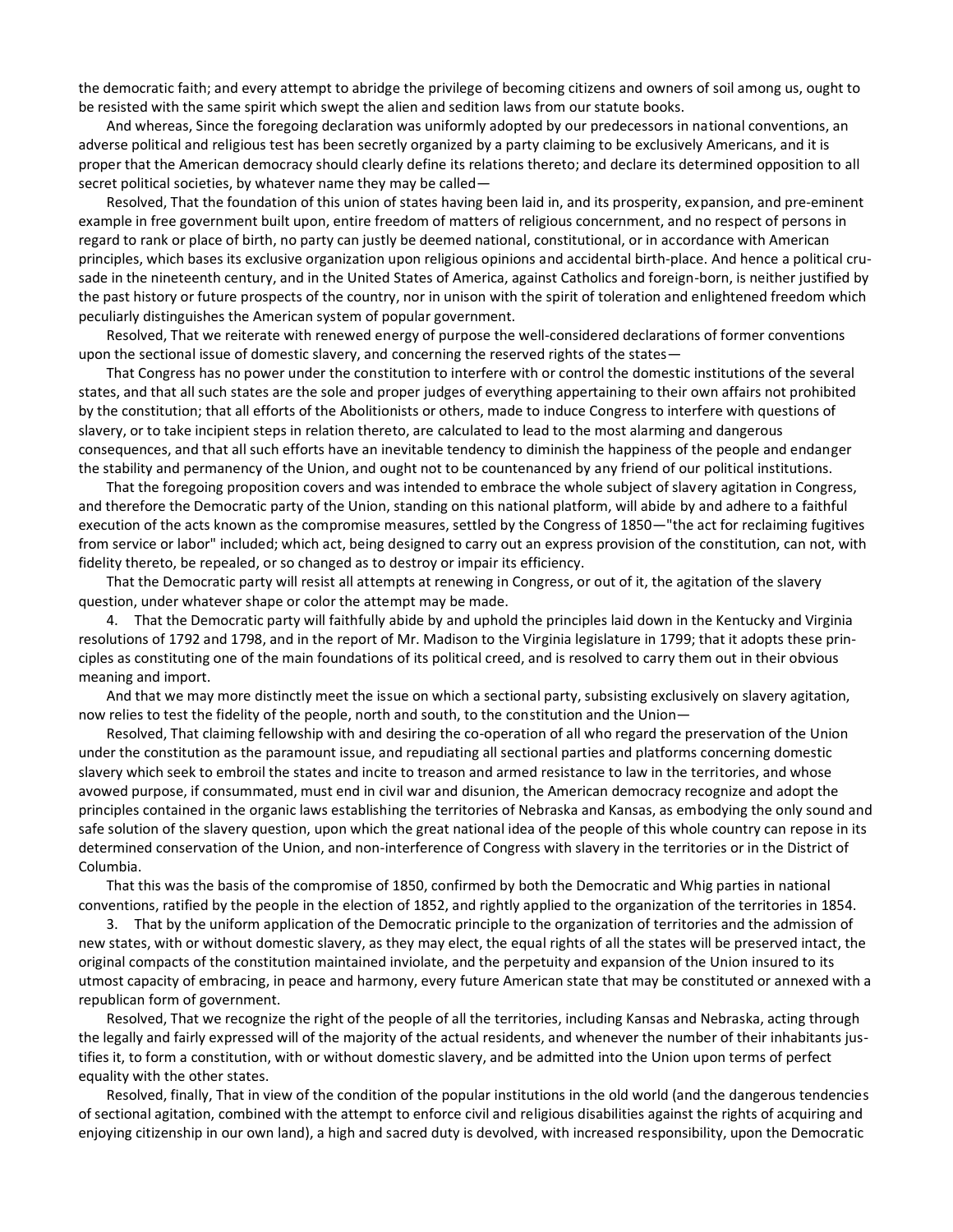the democratic faith; and every attempt to abridge the privilege of becoming citizens and owners of soil among us, ought to be resisted with the same spirit which swept the alien and sedition laws from our statute books.

And whereas, Since the foregoing declaration was uniformly adopted by our predecessors in national conventions, an adverse political and religious test has been secretly organized by a party claiming to be exclusively Americans, and it is proper that the American democracy should clearly define its relations thereto; and declare its determined opposition to all secret political societies, by whatever name they may be called—

Resolved, That the foundation of this union of states having been laid in, and its prosperity, expansion, and pre-eminent example in free government built upon, entire freedom of matters of religious concernment, and no respect of persons in regard to rank or place of birth, no party can justly be deemed national, constitutional, or in accordance with American principles, which bases its exclusive organization upon religious opinions and accidental birth-place. And hence a political crusade in the nineteenth century, and in the United States of America, against Catholics and foreign-born, is neither justified by the past history or future prospects of the country, nor in unison with the spirit of toleration and enlightened freedom which peculiarly distinguishes the American system of popular government.

Resolved, That we reiterate with renewed energy of purpose the well-considered declarations of former conventions upon the sectional issue of domestic slavery, and concerning the reserved rights of the states—

That Congress has no power under the constitution to interfere with or control the domestic institutions of the several states, and that all such states are the sole and proper judges of everything appertaining to their own affairs not prohibited by the constitution; that all efforts of the Abolitionists or others, made to induce Congress to interfere with questions of slavery, or to take incipient steps in relation thereto, are calculated to lead to the most alarming and dangerous consequences, and that all such efforts have an inevitable tendency to diminish the happiness of the people and endanger the stability and permanency of the Union, and ought not to be countenanced by any friend of our political institutions.

That the foregoing proposition covers and was intended to embrace the whole subject of slavery agitation in Congress, and therefore the Democratic party of the Union, standing on this national platform, will abide by and adhere to a faithful execution of the acts known as the compromise measures, settled by the Congress of 1850—"the act for reclaiming fugitives from service or labor" included; which act, being designed to carry out an express provision of the constitution, can not, with fidelity thereto, be repealed, or so changed as to destroy or impair its efficiency.

That the Democratic party will resist all attempts at renewing in Congress, or out of it, the agitation of the slavery question, under whatever shape or color the attempt may be made.

4. That the Democratic party will faithfully abide by and uphold the principles laid down in the Kentucky and Virginia resolutions of 1792 and 1798, and in the report of Mr. Madison to the Virginia legislature in 1799; that it adopts these principles as constituting one of the main foundations of its political creed, and is resolved to carry them out in their obvious meaning and import.

And that we may more distinctly meet the issue on which a sectional party, subsisting exclusively on slavery agitation, now relies to test the fidelity of the people, north and south, to the constitution and the Union—

Resolved, That claiming fellowship with and desiring the co-operation of all who regard the preservation of the Union under the constitution as the paramount issue, and repudiating all sectional parties and platforms concerning domestic slavery which seek to embroil the states and incite to treason and armed resistance to law in the territories, and whose avowed purpose, if consummated, must end in civil war and disunion, the American democracy recognize and adopt the principles contained in the organic laws establishing the territories of Nebraska and Kansas, as embodying the only sound and safe solution of the slavery question, upon which the great national idea of the people of this whole country can repose in its determined conservation of the Union, and non-interference of Congress with slavery in the territories or in the District of Columbia.

That this was the basis of the compromise of 1850, confirmed by both the Democratic and Whig parties in national conventions, ratified by the people in the election of 1852, and rightly applied to the organization of the territories in 1854.

3. That by the uniform application of the Democratic principle to the organization of territories and the admission of new states, with or without domestic slavery, as they may elect, the equal rights of all the states will be preserved intact, the original compacts of the constitution maintained inviolate, and the perpetuity and expansion of the Union insured to its utmost capacity of embracing, in peace and harmony, every future American state that may be constituted or annexed with a republican form of government.

Resolved, That we recognize the right of the people of all the territories, including Kansas and Nebraska, acting through the legally and fairly expressed will of the majority of the actual residents, and whenever the number of their inhabitants justifies it, to form a constitution, with or without domestic slavery, and be admitted into the Union upon terms of perfect equality with the other states.

Resolved, finally, That in view of the condition of the popular institutions in the old world (and the dangerous tendencies of sectional agitation, combined with the attempt to enforce civil and religious disabilities against the rights of acquiring and enjoying citizenship in our own land), a high and sacred duty is devolved, with increased responsibility, upon the Democratic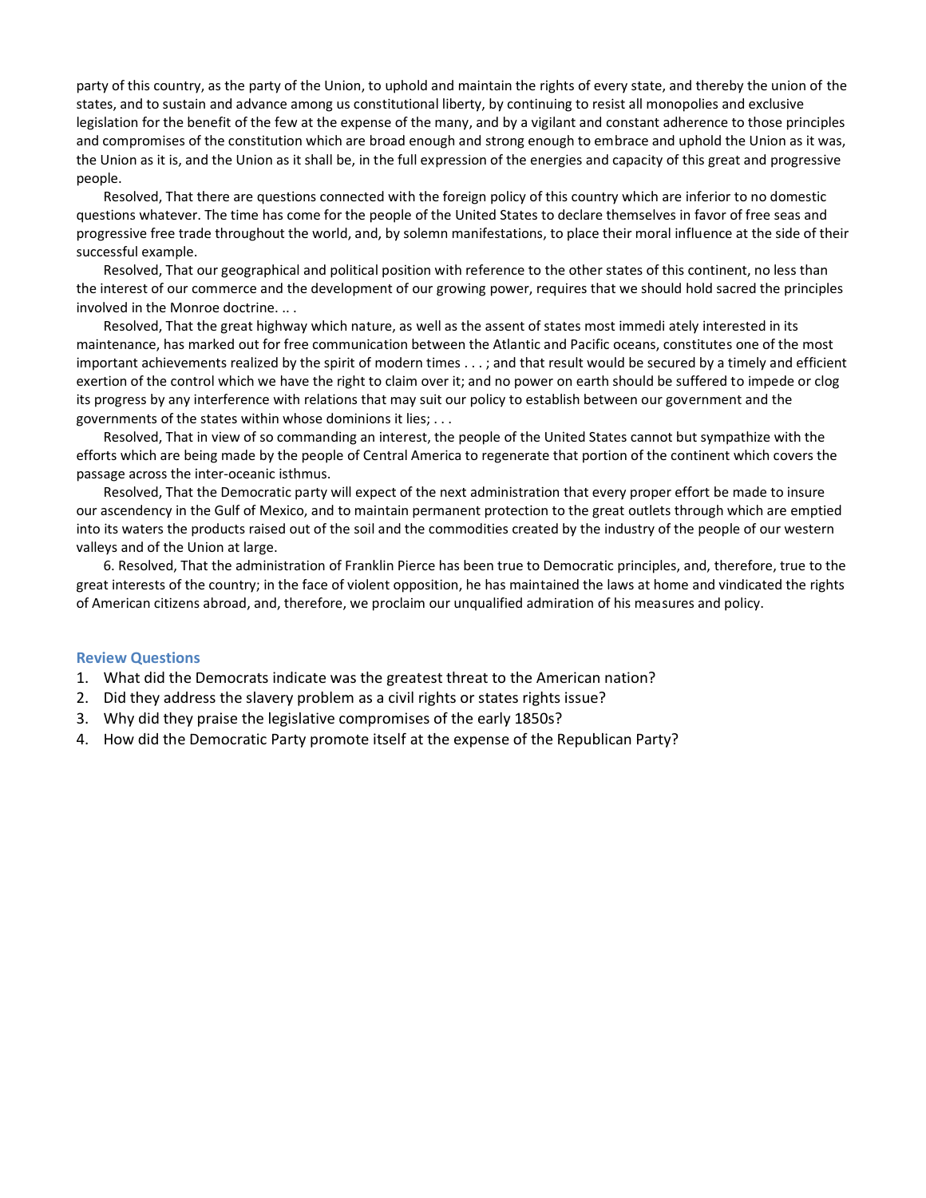party of this country, as the party of the Union, to uphold and maintain the rights of every state, and thereby the union of the states, and to sustain and advance among us constitutional liberty, by continuing to resist all monopolies and exclusive legislation for the benefit of the few at the expense of the many, and by a vigilant and constant adherence to those principles and compromises of the constitution which are broad enough and strong enough to embrace and uphold the Union as it was, the Union as it is, and the Union as it shall be, in the full expression of the energies and capacity of this great and progressive people.

Resolved, That there are questions connected with the foreign policy of this country which are inferior to no domestic questions whatever. The time has come for the people of the United States to declare themselves in favor of free seas and progressive free trade throughout the world, and, by solemn manifestations, to place their moral influence at the side of their successful example.

Resolved, That our geographical and political position with reference to the other states of this continent, no less than the interest of our commerce and the development of our growing power, requires that we should hold sacred the principles involved in the Monroe doctrine. .. .

Resolved, That the great highway which nature, as well as the assent of states most immedi ately interested in its maintenance, has marked out for free communication between the Atlantic and Pacific oceans, constitutes one of the most important achievements realized by the spirit of modern times . . . ; and that result would be secured by a timely and efficient exertion of the control which we have the right to claim over it; and no power on earth should be suffered to impede or clog its progress by any interference with relations that may suit our policy to establish between our government and the governments of the states within whose dominions it lies; . . .

Resolved, That in view of so commanding an interest, the people of the United States cannot but sympathize with the efforts which are being made by the people of Central America to regenerate that portion of the continent which covers the passage across the inter-oceanic isthmus.

Resolved, That the Democratic party will expect of the next administration that every proper effort be made to insure our ascendency in the Gulf of Mexico, and to maintain permanent protection to the great outlets through which are emptied into its waters the products raised out of the soil and the commodities created by the industry of the people of our western valleys and of the Union at large.

6. Resolved, That the administration of Franklin Pierce has been true to Democratic principles, and, therefore, true to the great interests of the country; in the face of violent opposition, he has maintained the laws at home and vindicated the rights of American citizens abroad, and, therefore, we proclaim our unqualified admiration of his measures and policy.

## Review Questions

1. What did the Democrats indicate was the greatest threat to the American nation?
2. Did they address the slavery problem as a civil rights or states rights issue?
3. Why did they praise the legislative compromises of the early 1850s?
4. How did the Democratic Party promote itself at the expense of the Republican Party?